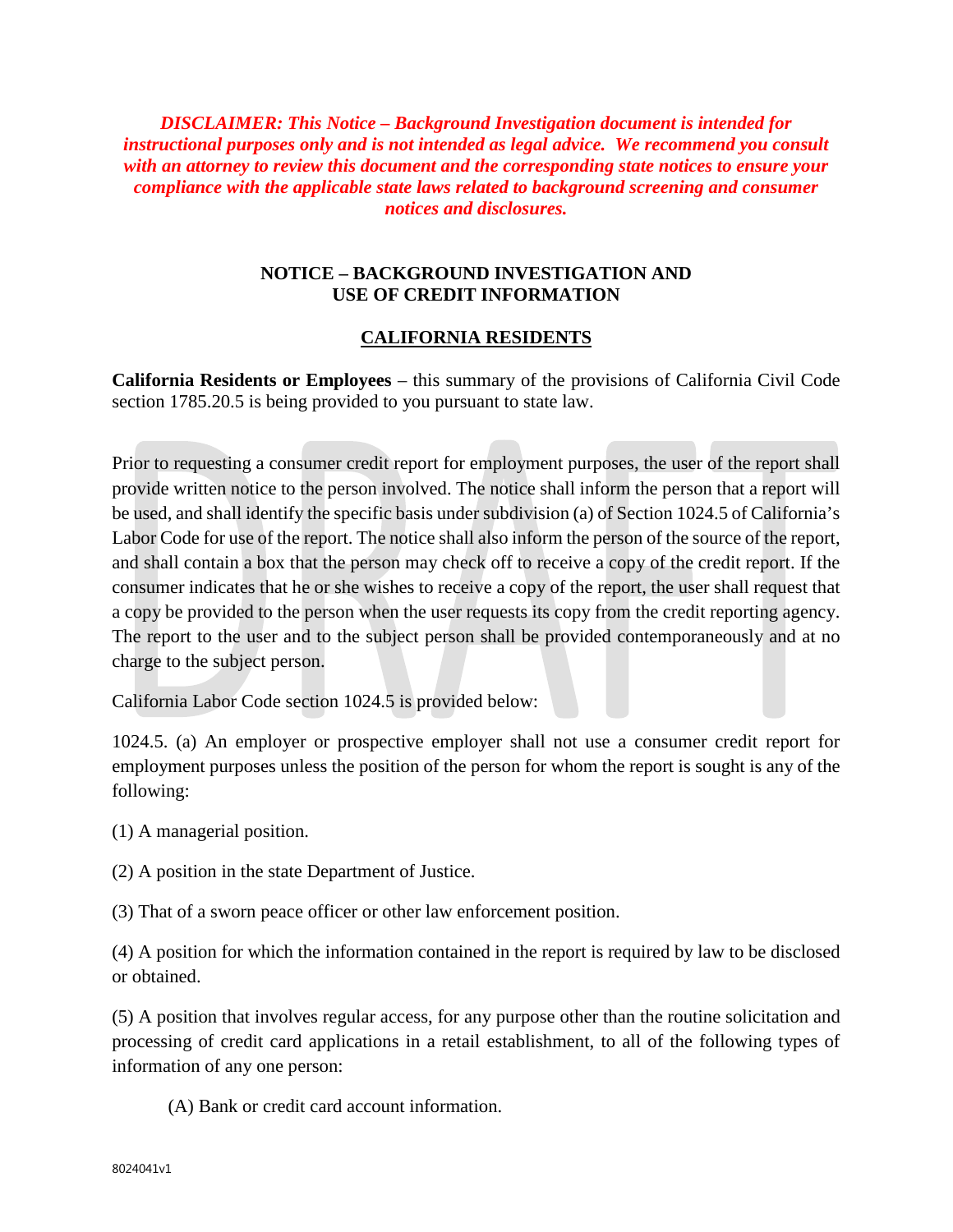***DISCLAIMER: This Notice – Background Investigation document is intended for instructional purposes only and is not intended as legal advice. We recommend you consult with an attorney to review this document and the corresponding state notices to ensure your compliance with the applicable state laws related to background screening and consumer notices and disclosures.***

# NOTICE – BACKGROUND INVESTIGATION AND USE OF CREDIT INFORMATION

## CALIFORNIA RESIDENTS

**California Residents or Employees** – this summary of the provisions of California Civil Code section 1785.20.5 is being provided to you pursuant to state law.

Prior to requesting a consumer credit report for employment purposes, the user of the report shall provide written notice to the person involved. The notice shall inform the person that a report will be used, and shall identify the specific basis under subdivision (a) of Section 1024.5 of California's Labor Code for use of the report. The notice shall also inform the person of the source of the report, and shall contain a box that the person may check off to receive a copy of the credit report. If the consumer indicates that he or she wishes to receive a copy of the report, the user shall request that a copy be provided to the person when the user requests its copy from the credit reporting agency. The report to the user and to the subject person shall be provided contemporaneously and at no charge to the subject person.

California Labor Code section 1024.5 is provided below:

1024.5. (a) An employer or prospective employer shall not use a consumer credit report for employment purposes unless the position of the person for whom the report is sought is any of the following:

(1) A managerial position.

(2) A position in the state Department of Justice.

(3) That of a sworn peace officer or other law enforcement position.

(4) A position for which the information contained in the report is required by law to be disclosed or obtained.

(5) A position that involves regular access, for any purpose other than the routine solicitation and processing of credit card applications in a retail establishment, to all of the following types of information of any one person:

(A) Bank or credit card account information.

8024041v1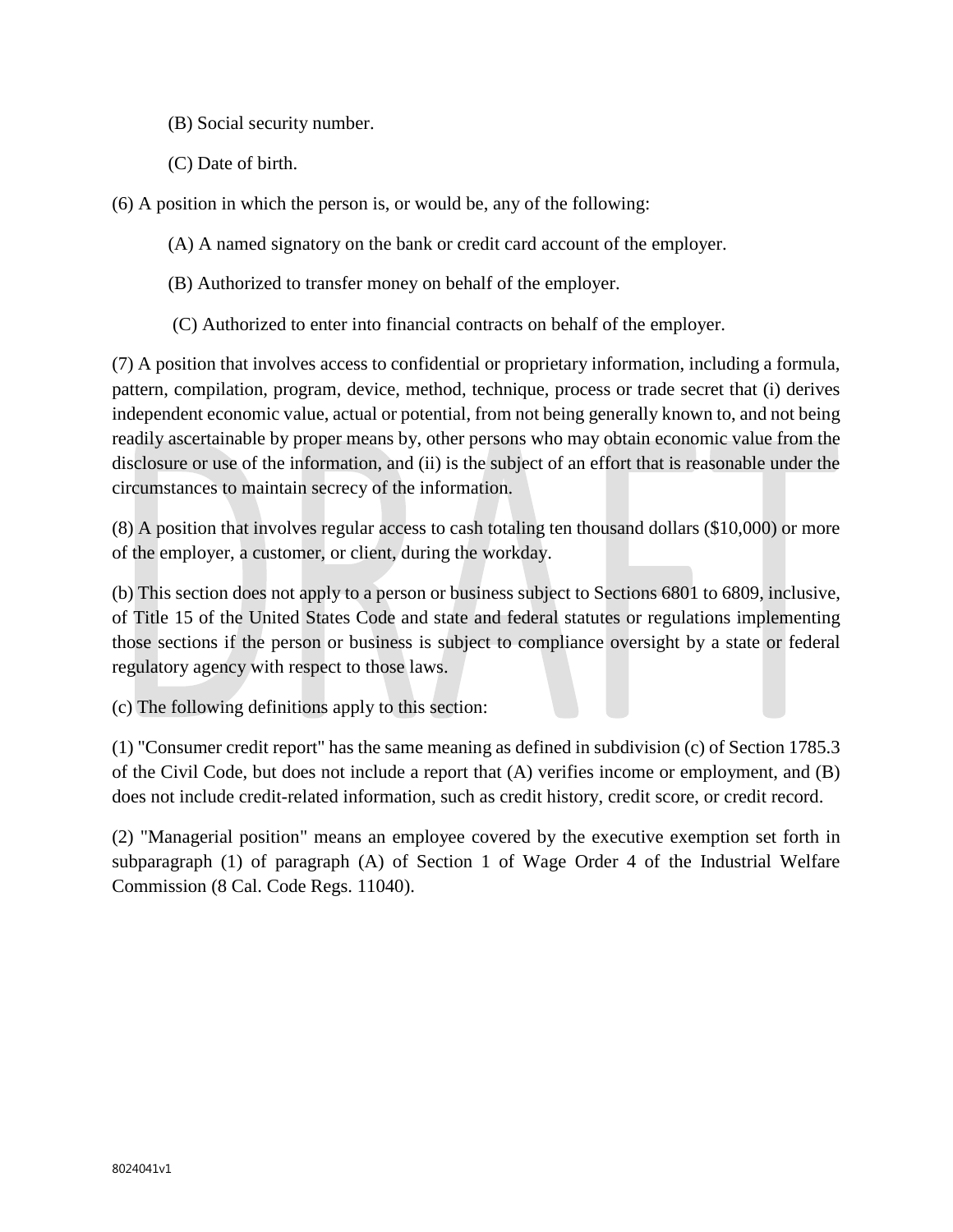(B) Social security number.

(C) Date of birth.

(6) A position in which the person is, or would be, any of the following:

(A) A named signatory on the bank or credit card account of the employer.

(B) Authorized to transfer money on behalf of the employer.

(C) Authorized to enter into financial contracts on behalf of the employer.

(7) A position that involves access to confidential or proprietary information, including a formula, pattern, compilation, program, device, method, technique, process or trade secret that (i) derives independent economic value, actual or potential, from not being generally known to, and not being readily ascertainable by proper means by, other persons who may obtain economic value from the disclosure or use of the information, and (ii) is the subject of an effort that is reasonable under the circumstances to maintain secrecy of the information.

(8) A position that involves regular access to cash totaling ten thousand dollars ($10,000) or more of the employer, a customer, or client, during the workday.

(b) This section does not apply to a person or business subject to Sections 6801 to 6809, inclusive, of Title 15 of the United States Code and state and federal statutes or regulations implementing those sections if the person or business is subject to compliance oversight by a state or federal regulatory agency with respect to those laws.

(c) The following definitions apply to this section:

(1) "Consumer credit report" has the same meaning as defined in subdivision (c) of Section 1785.3 of the Civil Code, but does not include a report that (A) verifies income or employment, and (B) does not include credit-related information, such as credit history, credit score, or credit record.

(2) "Managerial position" means an employee covered by the executive exemption set forth in subparagraph (1) of paragraph (A) of Section 1 of Wage Order 4 of the Industrial Welfare Commission (8 Cal. Code Regs. 11040).